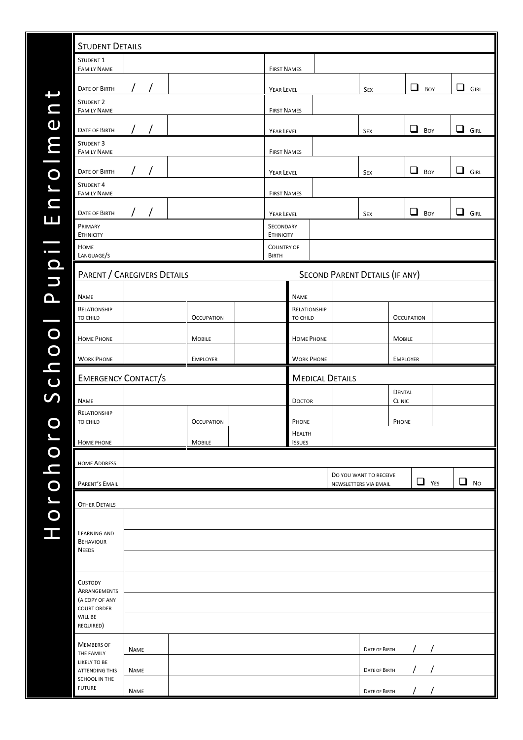# Horohoro School Pupil Enrolment

## Student Details

| | | | | | | | | |
|---|---|---|---|---|---|---|---|---|
| Student 1 Family Name | | | First Names | | | | | |
| Date of Birth | / / | | Year Level | | Sex | | ❑ Boy | ❑ Girl |
| Student 2 Family Name | | | First Names | | | | | |
| Date of Birth | / / | | Year Level | | Sex | | ❑ Boy | ❑ Girl |
| Student 3 Family Name | | | First Names | | | | | |
| Date of Birth | / / | | Year Level | | Sex | | ❑ Boy | ❑ Girl |
| Student 4 Family Name | | | First Names | | | | | |
| Date of Birth | / / | | Year Level | | Sex | | ❑ Boy | ❑ Girl |
| Primary Ethnicity | | | Secondary Ethnicity | | | | | |
| Home Language/s | | | Country of Birth | | | | | |

## Parent / Caregivers Details

| | | | |
|---|---|---|---|
| Name | | | |
| Relationship to child | | Occupation | |
| Home Phone | | Mobile | |
| Work Phone | | Employer | |

## Second Parent Details (if any)

| | | | |
|---|---|---|---|
| Name | | | |
| Relationship to child | | Occupation | |
| Home Phone | | Mobile | |
| Work Phone | | Employer | |

## Emergency Contact/s

| | | | |
|---|---|---|---|
| Name | | | |
| Relationship to child | | Occupation | |
| Home phone | | Mobile | |

## Medical Details

| | | | |
|---|---|---|---|
| Doctor | | Dental Clinic | |
| Phone | | Phone | |
| Health Issues | | | |

| | | | | |
|---|---|---|---|---|
| Home Address | | | | |
| Parent's Email | | Do you want to receive newsletters via email | ❑ Yes | ❑ No |

## Other Details

| | |
|---|---|
| Learning and Behaviour Needs | |
| | |
| | |
| Custody Arrangements (a copy of any court order will be required) | |
| | |
| | |

| | | | | |
|---|---|---|---|---|
| Members of the family likely to be attending this school in the future | Name | | Date of Birth | / / |
| | Name | | Date of Birth | / / |
| | Name | | Date of Birth | / / |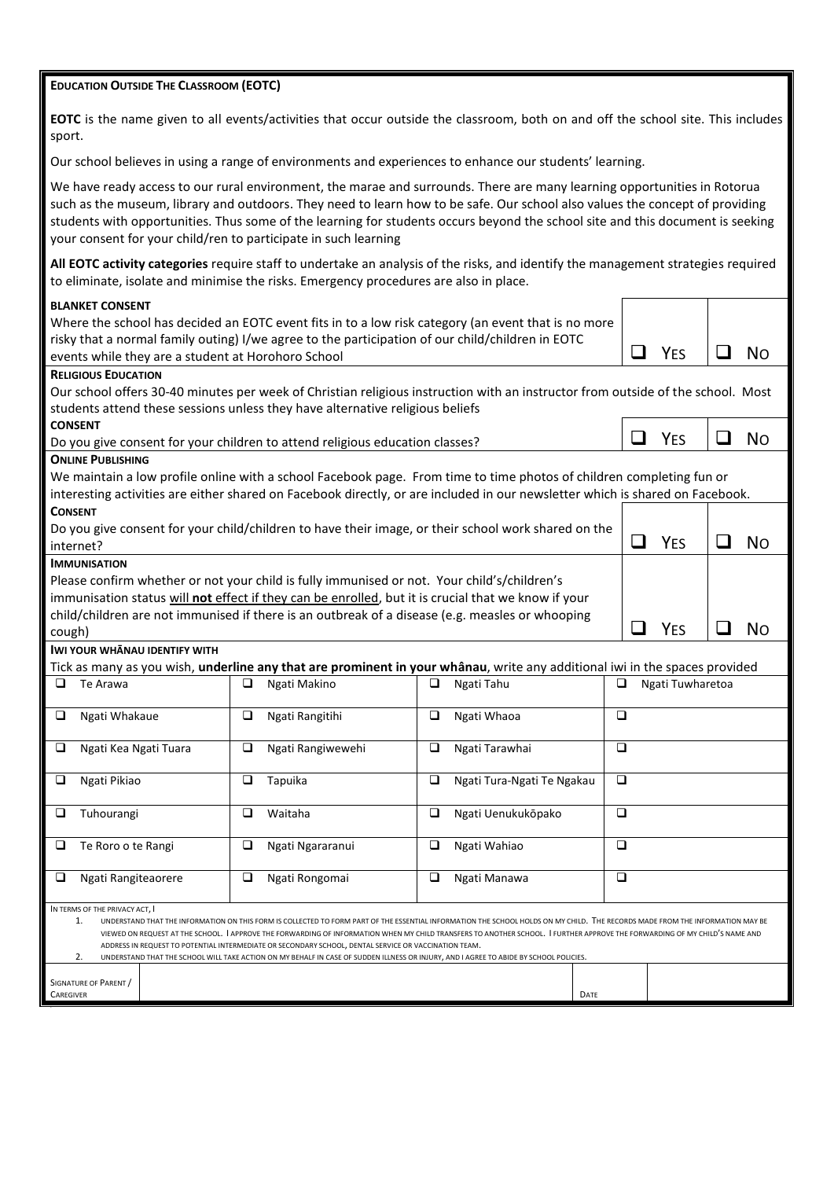## Education Outside The Classroom (EOTC)

**EOTC** is the name given to all events/activities that occur outside the classroom, both on and off the school site. This includes sport.

Our school believes in using a range of environments and experiences to enhance our students' learning.

We have ready access to our rural environment, the marae and surrounds. There are many learning opportunities in Rotorua such as the museum, library and outdoors. They need to learn how to be safe. Our school also values the concept of providing students with opportunities. Thus some of the learning for students occurs beyond the school site and this document is seeking your consent for your child/ren to participate in such learning

**All EOTC activity categories** require staff to undertake an analysis of the risks, and identify the management strategies required to eliminate, isolate and minimise the risks. Emergency procedures are also in place.

**Blanket Consent**

Where the school has decided an EOTC event fits in to a low risk category (an event that is no more risky that a normal family outing) I/we agree to the participation of our child/children in EOTC events while they are a student at Horohoro School

❑ Yes ❑ No

**Religious Education**

Our school offers 30-40 minutes per week of Christian religious instruction with an instructor from outside of the school. Most students attend these sessions unless they have alternative religious beliefs

**Consent**

Do you give consent for your children to attend religious education classes?

❑ Yes ❑ No

**Online Publishing**

We maintain a low profile online with a school Facebook page. From time to time photos of children completing fun or interesting activities are either shared on Facebook directly, or are included in our newsletter which is shared on Facebook.

**Consent**

Do you give consent for your child/children to have their image, or their school work shared on the internet?

❑ Yes ❑ No

**Immunisation**

Please confirm whether or not your child is fully immunised or not. Your child's/children's immunisation status <u>will **not** effect if they can be enrolled</u>, but it is crucial that we know if your child/children are not immunised if there is an outbreak of a disease (e.g. measles or whooping cough)

❑ Yes ❑ No

**Iwi your whānau identify with**

Tick as many as you wish, **underline any that are prominent in your whânau**, write any additional iwi in the spaces provided

| | | | |
|---|---|---|---|
| ❑ Te Arawa | ❑ Ngati Makino | ❑ Ngati Tahu | ❑ Ngati Tuwharetoa |
| ❑ Ngati Whakaue | ❑ Ngati Rangitihi | ❑ Ngati Whaoa | ❑ |
| ❑ Ngati Kea Ngati Tuara | ❑ Ngati Rangiwewehi | ❑ Ngati Tarawhai | ❑ |
| ❑ Ngati Pikiao | ❑ Tapuika | ❑ Ngati Tura-Ngati Te Ngakau | ❑ |
| ❑ Tuhourangi | ❑ Waitaha | ❑ Ngati Uenukukōpako | ❑ |
| ❑ Te Roro o te Rangi | ❑ Ngati Ngararanui | ❑ Ngati Wahiao | ❑ |
| ❑ Ngati Rangiteaorere | ❑ Ngati Rongomai | ❑ Ngati Manawa | ❑ |

In terms of the Privacy Act, I

1. Understand that the information on this form is collected to form part of the essential information the school holds on my child. The records made from the information may be viewed on request at the school. I approve the forwarding of information when my child transfers to another school. I further approve the forwarding of my child's name and address in request to potential intermediate or secondary school, dental service or vaccination team.
2. Understand that the school will take action on my behalf in case of sudden illness or injury, and I agree to abide by school policies.

| | | | |
|---|---|---|---|
| Signature of Parent / Caregiver | | Date | |